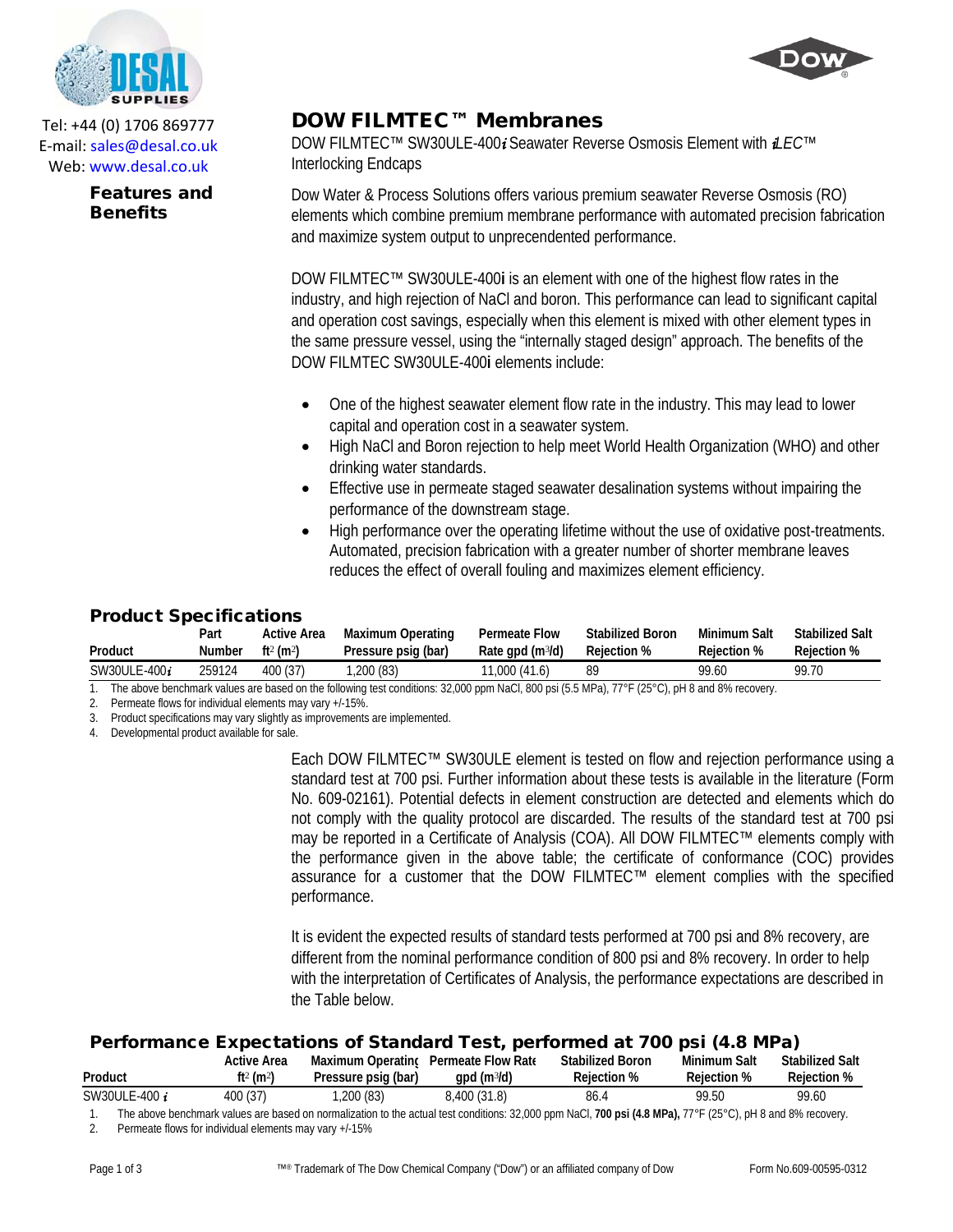Tel: +44 (0) 1706 869777
E-mail: sales@desal.co.uk
Web: www.desal.co.uk

# DOW FILMTEC™ Membranes

DOW FILMTEC™ SW30ULE-400*i* Seawater Reverse Osmosis Element with *i*LEC™ Interlocking Endcaps

## Features and Benefits

Dow Water & Process Solutions offers various premium seawater Reverse Osmosis (RO) elements which combine premium membrane performance with automated precision fabrication and maximize system output to unprecendented performance.

DOW FILMTEC™ SW30ULE-400**i** is an element with one of the highest flow rates in the industry, and high rejection of NaCl and boron. This performance can lead to significant capital and operation cost savings, especially when this element is mixed with other element types in the same pressure vessel, using the "internally staged design" approach. The benefits of the DOW FILMTEC SW30ULE-400**i** elements include:

- One of the highest seawater element flow rate in the industry. This may lead to lower capital and operation cost in a seawater system.
- High NaCl and Boron rejection to help meet World Health Organization (WHO) and other drinking water standards.
- Effective use in permeate staged seawater desalination systems without impairing the performance of the downstream stage.
- High performance over the operating lifetime without the use of oxidative post-treatments. Automated, precision fabrication with a greater number of shorter membrane leaves reduces the effect of overall fouling and maximizes element efficiency.

## Product Specifications

| Product | Part Number | Active Area ft² (m²) | Maximum Operating Pressure psig (bar) | Permeate Flow Rate gpd (m³/d) | Stabilized Boron Rejection % | Minimum Salt Rejection % | Stabilized Salt Rejection % |
|---|---|---|---|---|---|---|---|
| SW30ULE-400*i* | 259124 | 400 (37) | 1,200 (83) | 11,000 (41.6) | 89 | 99.60 | 99.70 |

1. The above benchmark values are based on the following test conditions: 32,000 ppm NaCl, 800 psi (5.5 MPa), 77°F (25°C), pH 8 and 8% recovery.
2. Permeate flows for individual elements may vary +/-15%.
3. Product specifications may vary slightly as improvements are implemented.
4. Developmental product available for sale.

Each DOW FILMTEC™ SW30ULE element is tested on flow and rejection performance using a standard test at 700 psi. Further information about these tests is available in the literature (Form No. 609-02161). Potential defects in element construction are detected and elements which do not comply with the quality protocol are discarded. The results of the standard test at 700 psi may be reported in a Certificate of Analysis (COA). All DOW FILMTEC™ elements comply with the performance given in the above table; the certificate of conformance (COC) provides assurance for a customer that the DOW FILMTEC™ element complies with the specified performance.

It is evident the expected results of standard tests performed at 700 psi and 8% recovery, are different from the nominal performance condition of 800 psi and 8% recovery. In order to help with the interpretation of Certificates of Analysis, the performance expectations are described in the Table below.

## Performance Expectations of Standard Test, performed at 700 psi (4.8 MPa)

| Product | Active Area ft² (m²) | Maximum Operating Pressure psig (bar) | Permeate Flow Rate gpd (m³/d) | Stabilized Boron Rejection % | Minimum Salt Rejection % | Stabilized Salt Rejection % |
|---|---|---|---|---|---|---|
| SW30ULE-400 *i* | 400 (37) | 1,200 (83) | 8,400 (31.8) | 86.4 | 99.50 | 99.60 |

1. The above benchmark values are based on normalization to the actual test conditions: 32,000 ppm NaCl, **700 psi (4.8 MPa),** 77°F (25°C), pH 8 and 8% recovery.
2. Permeate flows for individual elements may vary +/-15%

™® Trademark of The Dow Chemical Company ("Dow") or an affiliated company of Dow

Form No.609-00595-0312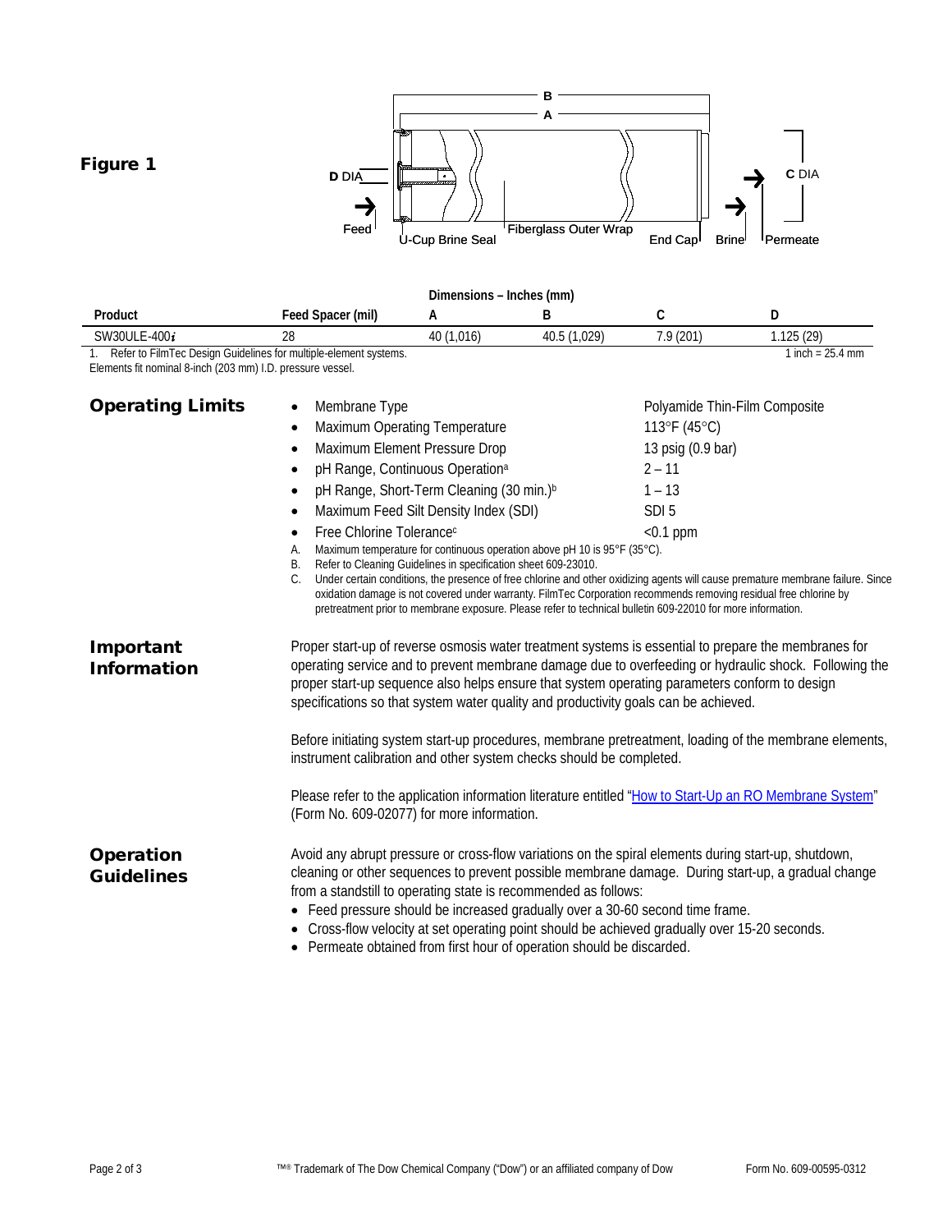## Figure 1

Feed | D DIA | U-Cup Brine Seal | Fiberglass Outer Wrap | End Cap | Brine | Permeate | C DIA | A | B

| Product | Feed Spacer (mil) | A | B | C | D |
|---|---|---|---|---|---|
| | | Dimensions – Inches (mm) | | | |
| SW30ULE-400*i* | 28 | 40 (1,016) | 40.5 (1,029) | 7.9 (201) | 1.125 (29) |

1. Refer to FilmTec Design Guidelines for multiple-element systems.
Elements fit nominal 8-inch (203 mm) I.D. pressure vessel.

1 inch = 25.4 mm

## Operating Limits

- Membrane Type — Polyamide Thin-Film Composite
- Maximum Operating Temperature — 113°F (45°C)
- Maximum Element Pressure Drop — 13 psig (0.9 bar)
- pH Range, Continuous Operation[a] — 2 – 11
- pH Range, Short-Term Cleaning (30 min.)[b] — 1 – 13
- Maximum Feed Silt Density Index (SDI) — SDI 5
- Free Chlorine Tolerance[c] — <0.1 ppm

A. Maximum temperature for continuous operation above pH 10 is 95°F (35°C).
B. Refer to Cleaning Guidelines in specification sheet 609-23010.
C. Under certain conditions, the presence of free chlorine and other oxidizing agents will cause premature membrane failure. Since oxidation damage is not covered under warranty. FilmTec Corporation recommends removing residual free chlorine by pretreatment prior to membrane exposure. Please refer to technical bulletin 609-22010 for more information.

## Important Information

Proper start-up of reverse osmosis water treatment systems is essential to prepare the membranes for operating service and to prevent membrane damage due to overfeeding or hydraulic shock. Following the proper start-up sequence also helps ensure that system operating parameters conform to design specifications so that system water quality and productivity goals can be achieved.

Before initiating system start-up procedures, membrane pretreatment, loading of the membrane elements, instrument calibration and other system checks should be completed.

Please refer to the application information literature entitled "How to Start-Up an RO Membrane System" (Form No. 609-02077) for more information.

## Operation Guidelines

Avoid any abrupt pressure or cross-flow variations on the spiral elements during start-up, shutdown, cleaning or other sequences to prevent possible membrane damage. During start-up, a gradual change from a standstill to operating state is recommended as follows:

- Feed pressure should be increased gradually over a 30-60 second time frame.
- Cross-flow velocity at set operating point should be achieved gradually over 15-20 seconds.
- Permeate obtained from first hour of operation should be discarded.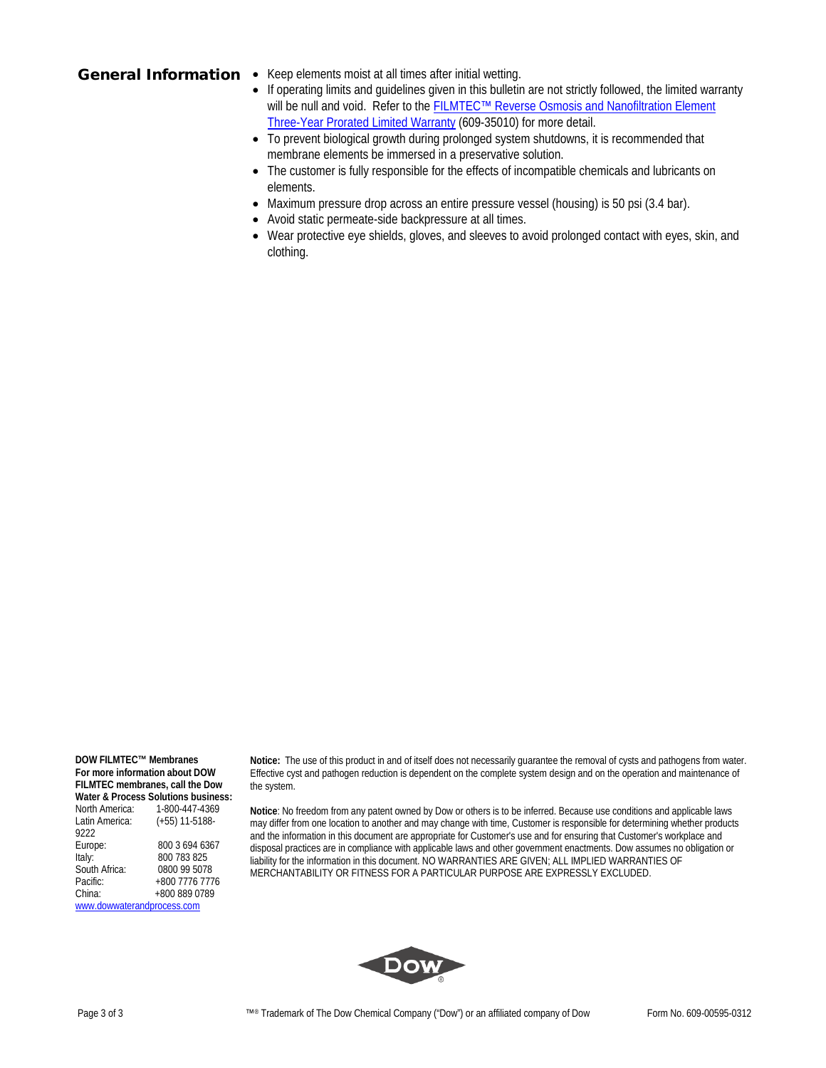## General Information

- Keep elements moist at all times after initial wetting.
- If operating limits and guidelines given in this bulletin are not strictly followed, the limited warranty will be null and void. Refer to the FILMTEC™ Reverse Osmosis and Nanofiltration Element Three-Year Prorated Limited Warranty (609-35010) for more detail.
- To prevent biological growth during prolonged system shutdowns, it is recommended that membrane elements be immersed in a preservative solution.
- The customer is fully responsible for the effects of incompatible chemicals and lubricants on elements.
- Maximum pressure drop across an entire pressure vessel (housing) is 50 psi (3.4 bar).
- Avoid static permeate-side backpressure at all times.
- Wear protective eye shields, gloves, and sleeves to avoid prolonged contact with eyes, skin, and clothing.

**DOW FILMTEC™ Membranes**
**For more information about DOW FILMTEC membranes, call the Dow Water & Process Solutions business:**

| | |
|---|---|
| North America: | 1-800-447-4369 |
| Latin America: | (+55) 11-5188-9222 |
| Europe: | 800 3 694 6367 |
| Italy: | 800 783 825 |
| South Africa: | 0800 99 5078 |
| Pacific: | +800 7776 7776 |
| China: | +800 889 0789 |

www.dowwaterandprocess.com

**Notice:** The use of this product in and of itself does not necessarily guarantee the removal of cysts and pathogens from water. Effective cyst and pathogen reduction is dependent on the complete system design and on the operation and maintenance of the system.

**Notice**: No freedom from any patent owned by Dow or others is to be inferred. Because use conditions and applicable laws may differ from one location to another and may change with time, Customer is responsible for determining whether products and the information in this document are appropriate for Customer's use and for ensuring that Customer's workplace and disposal practices are in compliance with applicable laws and other government enactments. Dow assumes no obligation or liability for the information in this document. NO WARRANTIES ARE GIVEN; ALL IMPLIED WARRANTIES OF MERCHANTABILITY OR FITNESS FOR A PARTICULAR PURPOSE ARE EXPRESSLY EXCLUDED.

™® Trademark of The Dow Chemical Company ("Dow") or an affiliated company of Dow

Form No. 609-00595-0312